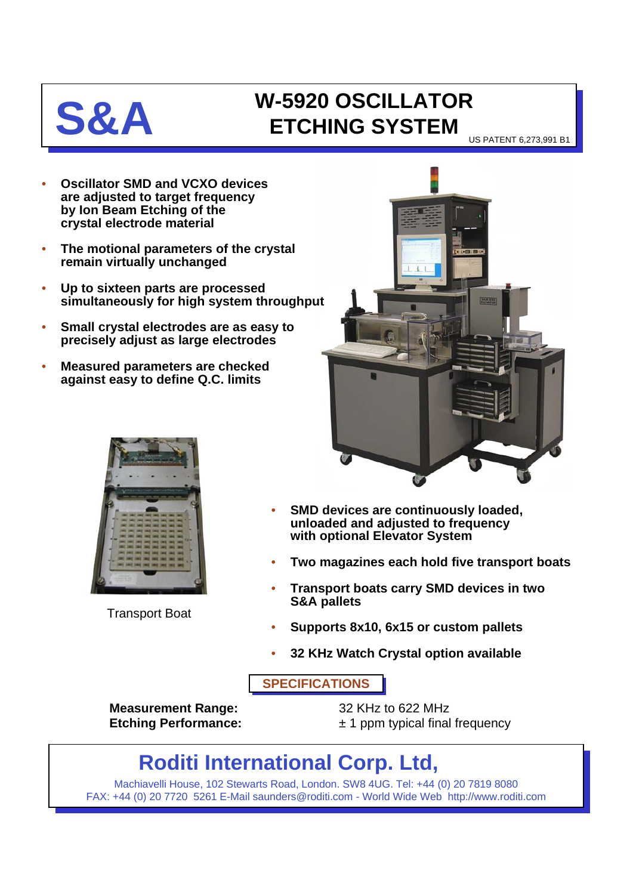# S&A

# W-5920 OSCILLATOR ETCHING SYSTEM

US PATENT 6,273,991 B1

- **Oscillator SMD and VCXO devices are adjusted to target frequency by Ion Beam Etching of the crystal electrode material**
- **The motional parameters of the crystal remain virtually unchanged**
- **Up to sixteen parts are processed simultaneously for high system throughput**
- **Small crystal electrodes are as easy to precisely adjust as large electrodes**
- **Measured parameters are checked against easy to define Q.C. limits**

Transport Boat

- **SMD devices are continuously loaded, unloaded and adjusted to frequency with optional Elevator System**
- **Two magazines each hold five transport boats**
- **Transport boats carry SMD devices in two S&A pallets**
- **Supports 8x10, 6x15 or custom pallets**
- **32 KHz Watch Crystal option available**

## SPECIFICATIONS

| | |
|---|---|
| **Measurement Range:** | 32 KHz to 622 MHz |
| **Etching Performance:** | ± 1 ppm typical final frequency |

## Roditi International Corp. Ltd,

Machiavelli House, 102 Stewarts Road, London. SW8 4UG. Tel: +44 (0) 20 7819 8080
FAX: +44 (0) 20 7720 5261 E-Mail saunders@roditi.com - World Wide Web http://www.roditi.com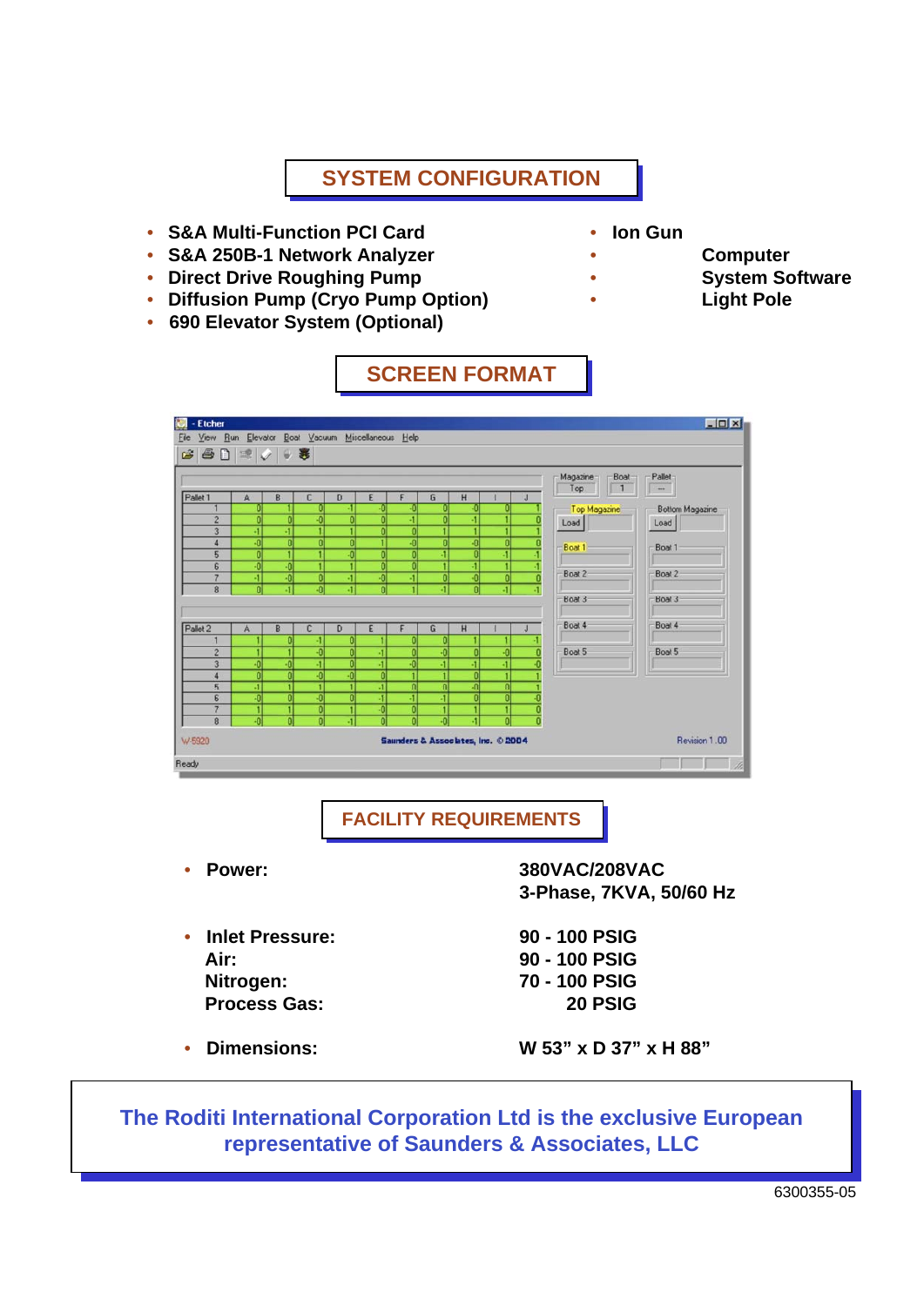## SYSTEM CONFIGURATION

- S&A Multi-Function PCI Card
- S&A 250B-1 Network Analyzer
- Direct Drive Roughing Pump
- Diffusion Pump (Cryo Pump Option)
- 690 Elevator System (Optional)
- Ion Gun
- Computer
- System Software
- Light Pole

## SCREEN FORMAT

## FACILITY REQUIREMENTS

| | |
|---|---|
| • Power: | 380VAC/208VAC<br>3-Phase, 7KVA, 50/60 Hz |
| • Inlet Pressure: | 90 - 100 PSIG |
| Air: | 90 - 100 PSIG |
| Nitrogen: | 70 - 100 PSIG |
| Process Gas: | 20 PSIG |
| • Dimensions: | W 53” x D 37” x H 88” |

**The Roditi International Corporation Ltd is the exclusive European representative of Saunders & Associates, LLC**